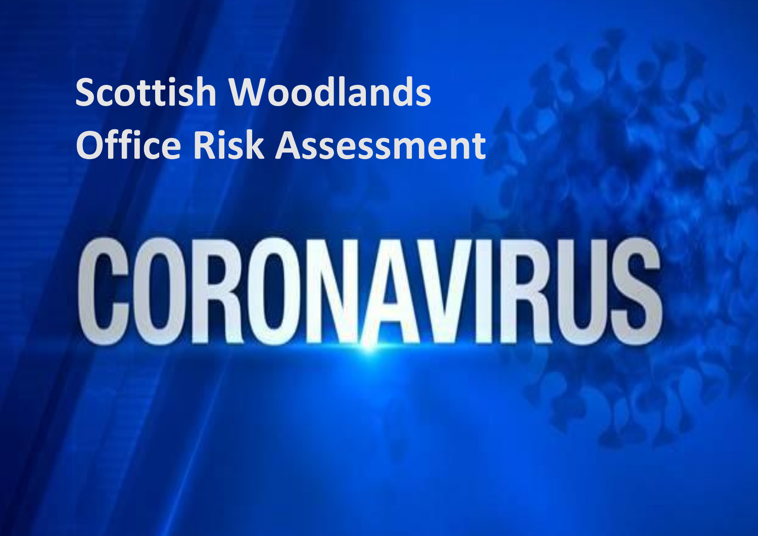# Scottish Woodlands Office Risk Assessment

CORONAVIRUS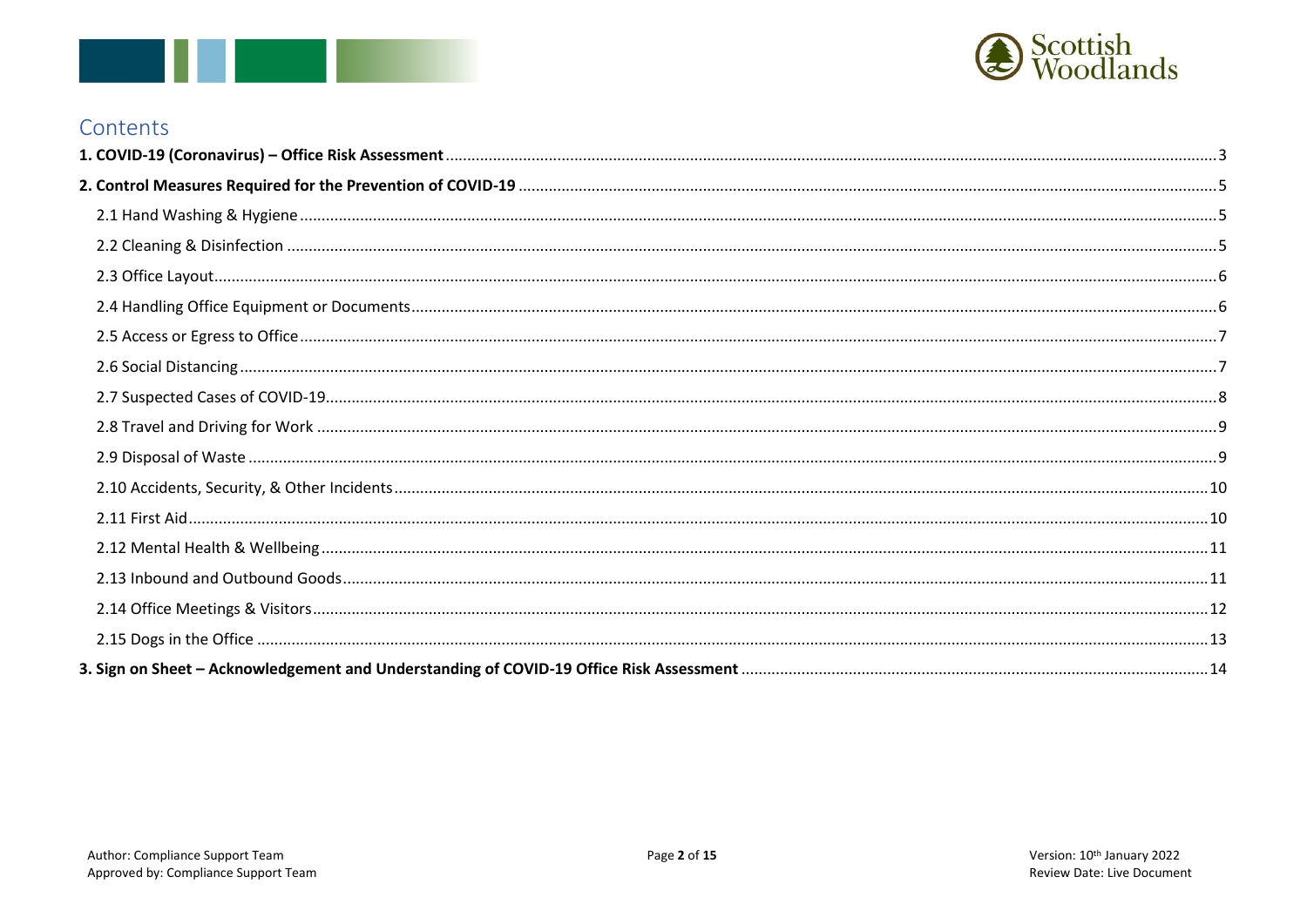# Contents

**1. COVID-19 (Coronavirus) – Office Risk Assessment** ... 3

**2. Control Measures Required for the Prevention of COVID-19** ... 5

- 2.1 Hand Washing & Hygiene ... 5
- 2.2 Cleaning & Disinfection ... 5
- 2.3 Office Layout ... 6
- 2.4 Handling Office Equipment or Documents ... 6
- 2.5 Access or Egress to Office ... 7
- 2.6 Social Distancing ... 7
- 2.7 Suspected Cases of COVID-19 ... 8
- 2.8 Travel and Driving for Work ... 9
- 2.9 Disposal of Waste ... 9
- 2.10 Accidents, Security, & Other Incidents ... 10
- 2.11 First Aid ... 10
- 2.12 Mental Health & Wellbeing ... 11
- 2.13 Inbound and Outbound Goods ... 11
- 2.14 Office Meetings & Visitors ... 12
- 2.15 Dogs in the Office ... 13

**3. Sign on Sheet – Acknowledgement and Understanding of COVID-19 Office Risk Assessment** ... 14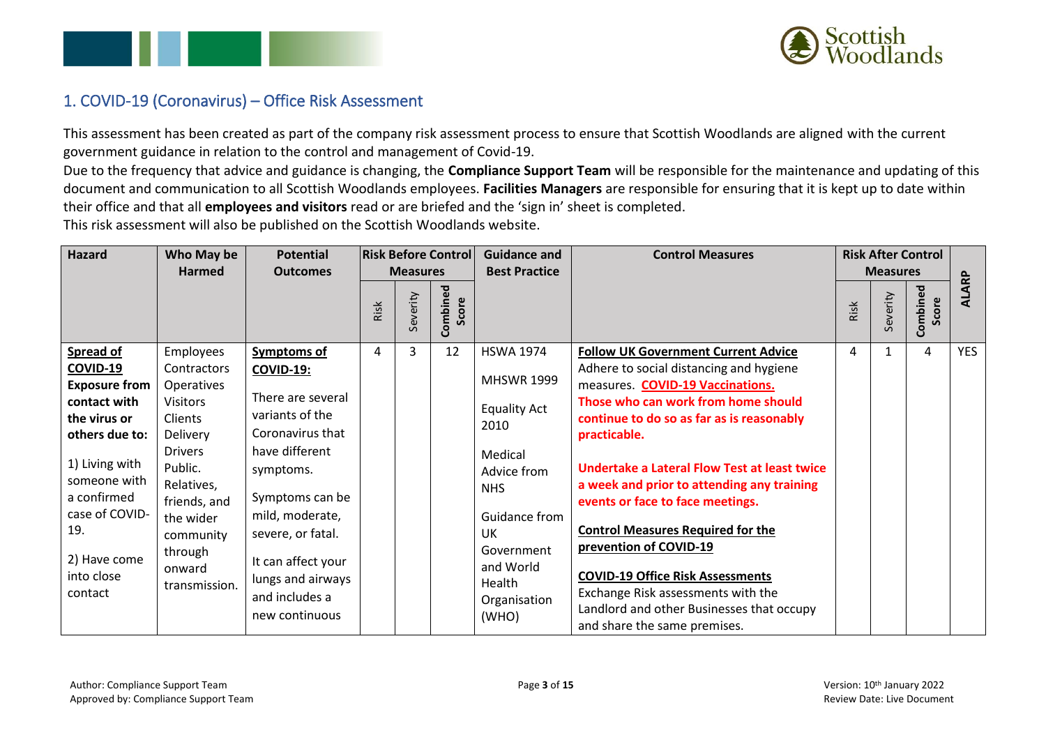## 1. COVID-19 (Coronavirus) – Office Risk Assessment

This assessment has been created as part of the company risk assessment process to ensure that Scottish Woodlands are aligned with the current government guidance in relation to the control and management of Covid-19.

Due to the frequency that advice and guidance is changing, the **Compliance Support Team** will be responsible for the maintenance and updating of this document and communication to all Scottish Woodlands employees. **Facilities Managers** are responsible for ensuring that it is kept up to date within their office and that all **employees and visitors** read or are briefed and the 'sign in' sheet is completed.

This risk assessment will also be published on the Scottish Woodlands website.

| Hazard | Who May be Harmed | Potential Outcomes | Risk Before Control Measures | | | Guidance and Best Practice | Control Measures | Risk After Control Measures | | | ALARP |
|---|---|---|---|---|---|---|---|---|---|---|---|
| | | | Risk | Severity | Combined Score | | | Risk | Severity | Combined Score | |
| **Spread of COVID-19** **Exposure from contact with the virus or others due to:** 1) Living with someone with a confirmed case of COVID-19. 2) Have come into close contact | Employees Contractors Operatives Visitors Clients Delivery Drivers Public. Relatives, friends, and the wider community through onward transmission. | **Symptoms of COVID-19:** There are several variants of the Coronavirus that have different symptoms. Symptoms can be mild, moderate, severe, or fatal. It can affect your lungs and airways and includes a new continuous | 4 | 3 | 12 | HSWA 1974 MHSWR 1999 Equality Act 2010 Medical Advice from NHS Guidance from UK Government and World Health Organisation (WHO) | **Follow UK Government Current Advice** Adhere to social distancing and hygiene measures. **COVID-19 Vaccinations.** **Those who can work from home should continue to do so as far as is reasonably practicable.** **Undertake a Lateral Flow Test at least twice a week and prior to attending any training events or face to face meetings.** **Control Measures Required for the prevention of COVID-19** **COVID-19 Office Risk Assessments** Exchange Risk assessments with the Landlord and other Businesses that occupy and share the same premises. | 4 | 1 | 4 | YES |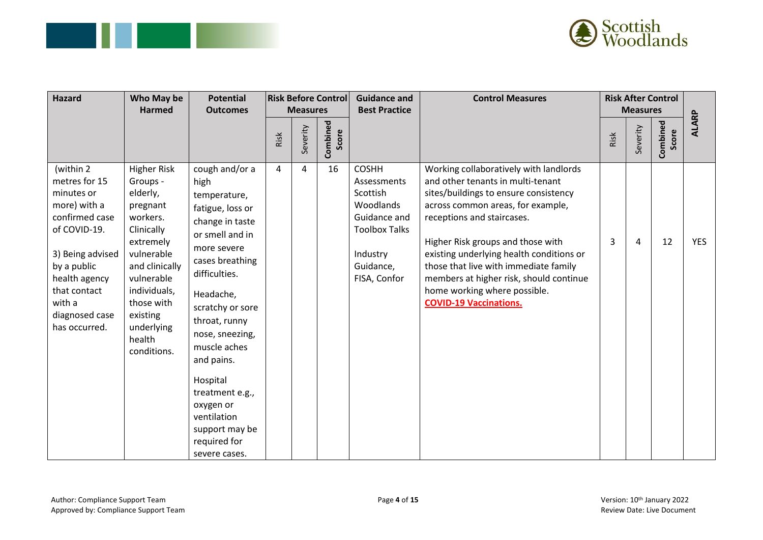| Hazard | Who May be Harmed | Potential Outcomes | Risk Before Control Measures | | | Guidance and Best Practice | Control Measures | Risk After Control Measures | | | ALARP |
|---|---|---|---|---|---|---|---|---|---|---|---|
| | | | Risk | Severity | Combined Score | | | Risk | Severity | Combined Score | |
| (within 2 metres for 15 minutes or more) with a confirmed case of COVID-19.<br><br>3) Being advised by a public health agency that contact with a diagnosed case has occurred. | Higher Risk Groups - elderly, pregnant workers. Clinically extremely vulnerable and clinically vulnerable individuals, those with existing underlying health conditions. | cough and/or a high temperature, fatigue, loss or change in taste or smell and in more severe cases breathing difficulties.<br><br>Headache, scratchy or sore throat, runny nose, sneezing, muscle aches and pains.<br><br>Hospital treatment e.g., oxygen or ventilation support may be required for severe cases. | 4 | 4 | 16 | COSHH Assessments Scottish Woodlands Guidance and Toolbox Talks<br><br>Industry Guidance, FISA, Confor | Working collaboratively with landlords and other tenants in multi-tenant sites/buildings to ensure consistency across common areas, for example, receptions and staircases.<br><br>Higher Risk groups and those with existing underlying health conditions or those that live with immediate family members at higher risk, should continue home working where possible.<br>**COVID-19 Vaccinations.** | 3 | 4 | 12 | YES |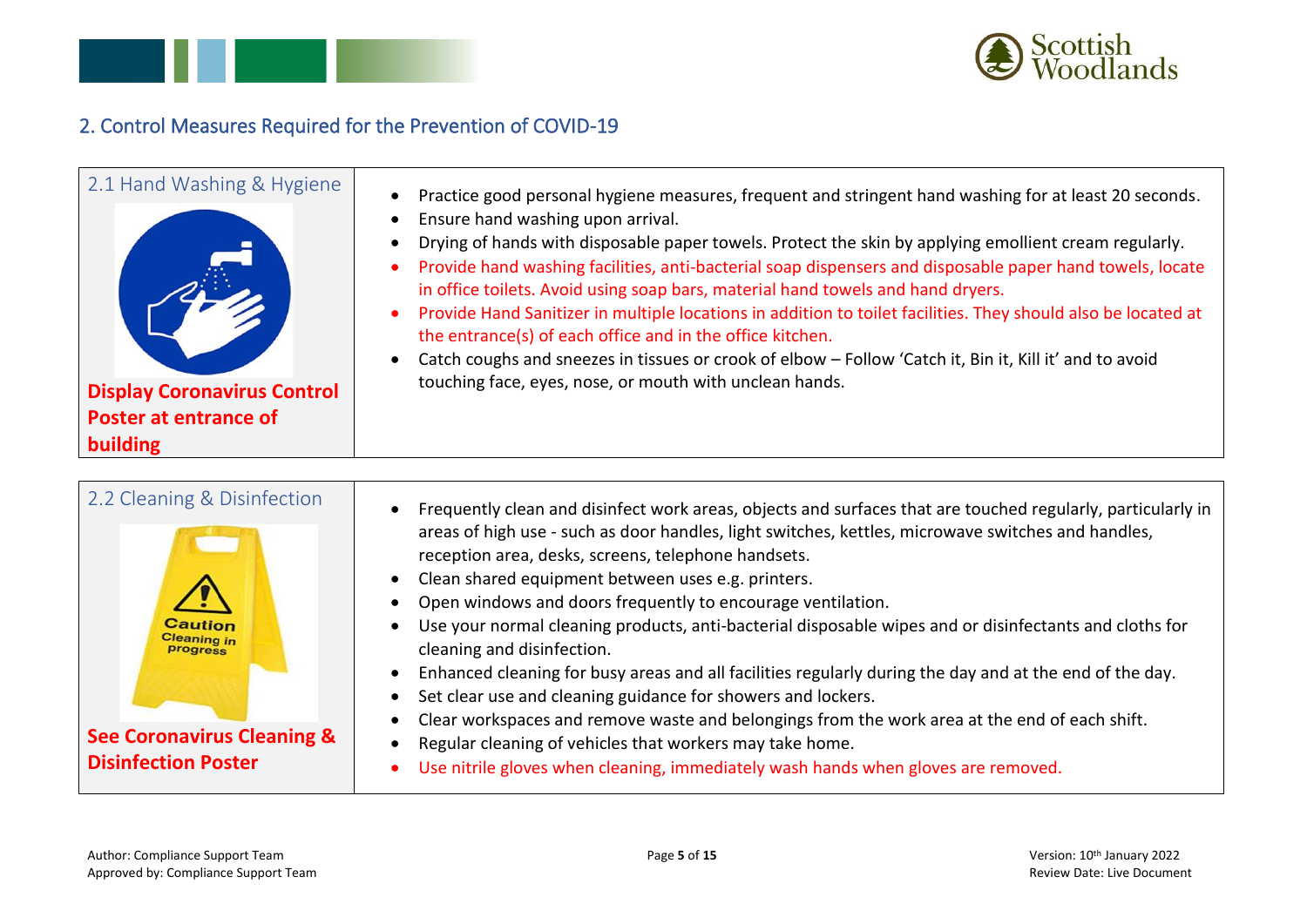## 2. Control Measures Required for the Prevention of COVID-19

### 2.1 Hand Washing & Hygiene

**Display Coronavirus Control Poster at entrance of building**

- Practice good personal hygiene measures, frequent and stringent hand washing for at least 20 seconds.
- Ensure hand washing upon arrival.
- Drying of hands with disposable paper towels. Protect the skin by applying emollient cream regularly.
- Provide hand washing facilities, anti-bacterial soap dispensers and disposable paper hand towels, locate in office toilets. Avoid using soap bars, material hand towels and hand dryers.
- Provide Hand Sanitizer in multiple locations in addition to toilet facilities. They should also be located at the entrance(s) of each office and in the office kitchen.
- Catch coughs and sneezes in tissues or crook of elbow – Follow 'Catch it, Bin it, Kill it' and to avoid touching face, eyes, nose, or mouth with unclean hands.

### 2.2 Cleaning & Disinfection

**See Coronavirus Cleaning & Disinfection Poster**

- Frequently clean and disinfect work areas, objects and surfaces that are touched regularly, particularly in areas of high use - such as door handles, light switches, kettles, microwave switches and handles, reception area, desks, screens, telephone handsets.
- Clean shared equipment between uses e.g. printers.
- Open windows and doors frequently to encourage ventilation.
- Use your normal cleaning products, anti-bacterial disposable wipes and or disinfectants and cloths for cleaning and disinfection.
- Enhanced cleaning for busy areas and all facilities regularly during the day and at the end of the day.
- Set clear use and cleaning guidance for showers and lockers.
- Clear workspaces and remove waste and belongings from the work area at the end of each shift.
- Regular cleaning of vehicles that workers may take home.
- Use nitrile gloves when cleaning, immediately wash hands when gloves are removed.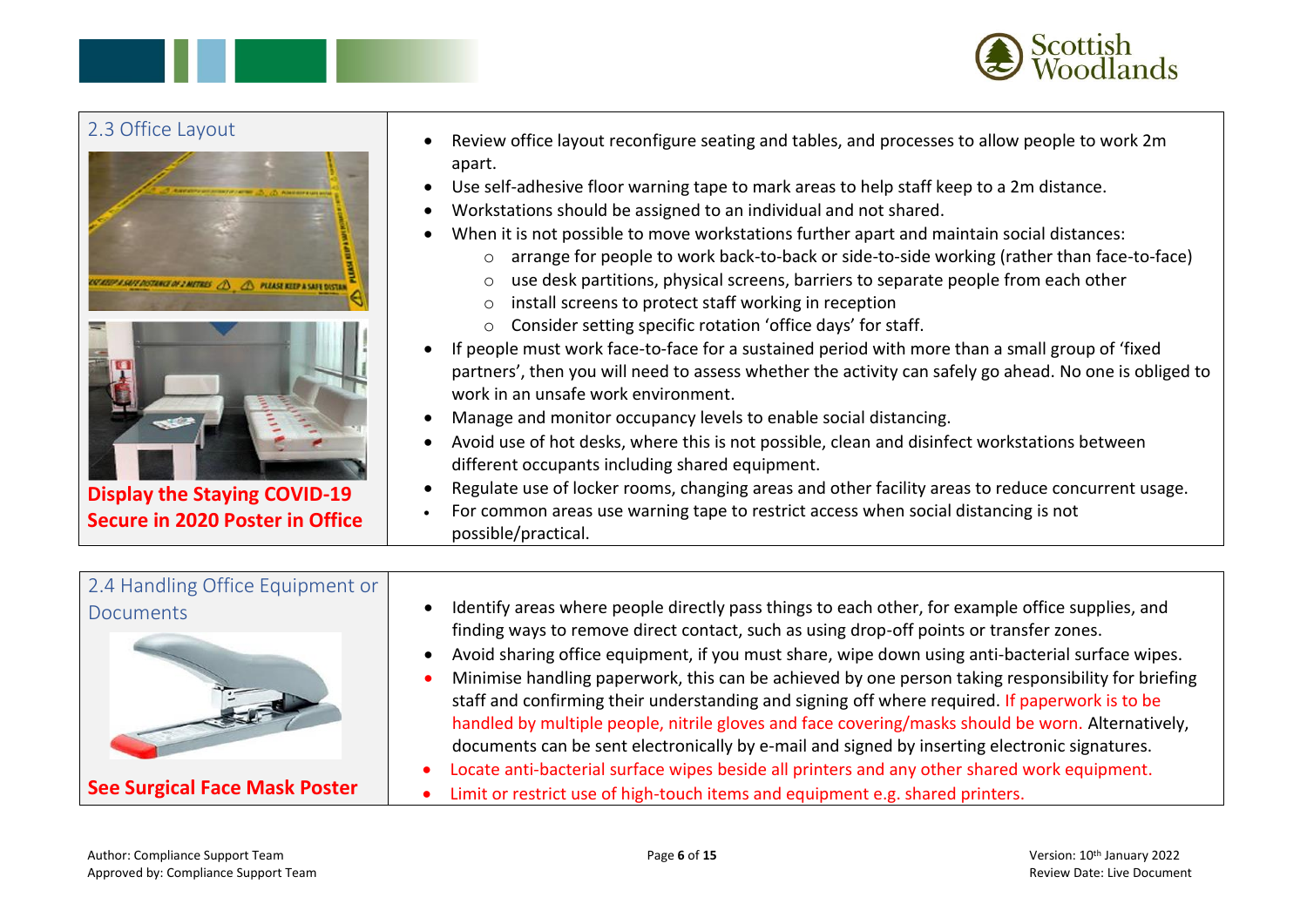## 2.3 Office Layout

**Display the Staying COVID-19 Secure in 2020 Poster in Office**

- Review office layout reconfigure seating and tables, and processes to allow people to work 2m apart.
- Use self-adhesive floor warning tape to mark areas to help staff keep to a 2m distance.
- Workstations should be assigned to an individual and not shared.
- When it is not possible to move workstations further apart and maintain social distances:
  - arrange for people to work back-to-back or side-to-side working (rather than face-to-face)
  - use desk partitions, physical screens, barriers to separate people from each other
  - install screens to protect staff working in reception
  - Consider setting specific rotation 'office days' for staff.
- If people must work face-to-face for a sustained period with more than a small group of 'fixed partners', then you will need to assess whether the activity can safely go ahead. No one is obliged to work in an unsafe work environment.
- Manage and monitor occupancy levels to enable social distancing.
- Avoid use of hot desks, where this is not possible, clean and disinfect workstations between different occupants including shared equipment.
- Regulate use of locker rooms, changing areas and other facility areas to reduce concurrent usage.
- For common areas use warning tape to restrict access when social distancing is not possible/practical.

## 2.4 Handling Office Equipment or Documents

**See Surgical Face Mask Poster**

- Identify areas where people directly pass things to each other, for example office supplies, and finding ways to remove direct contact, such as using drop-off points or transfer zones.
- Avoid sharing office equipment, if you must share, wipe down using anti-bacterial surface wipes.
- Minimise handling paperwork, this can be achieved by one person taking responsibility for briefing staff and confirming their understanding and signing off where required. If paperwork is to be handled by multiple people, nitrile gloves and face covering/masks should be worn. Alternatively, documents can be sent electronically by e-mail and signed by inserting electronic signatures.
- Locate anti-bacterial surface wipes beside all printers and any other shared work equipment.
- Limit or restrict use of high-touch items and equipment e.g. shared printers.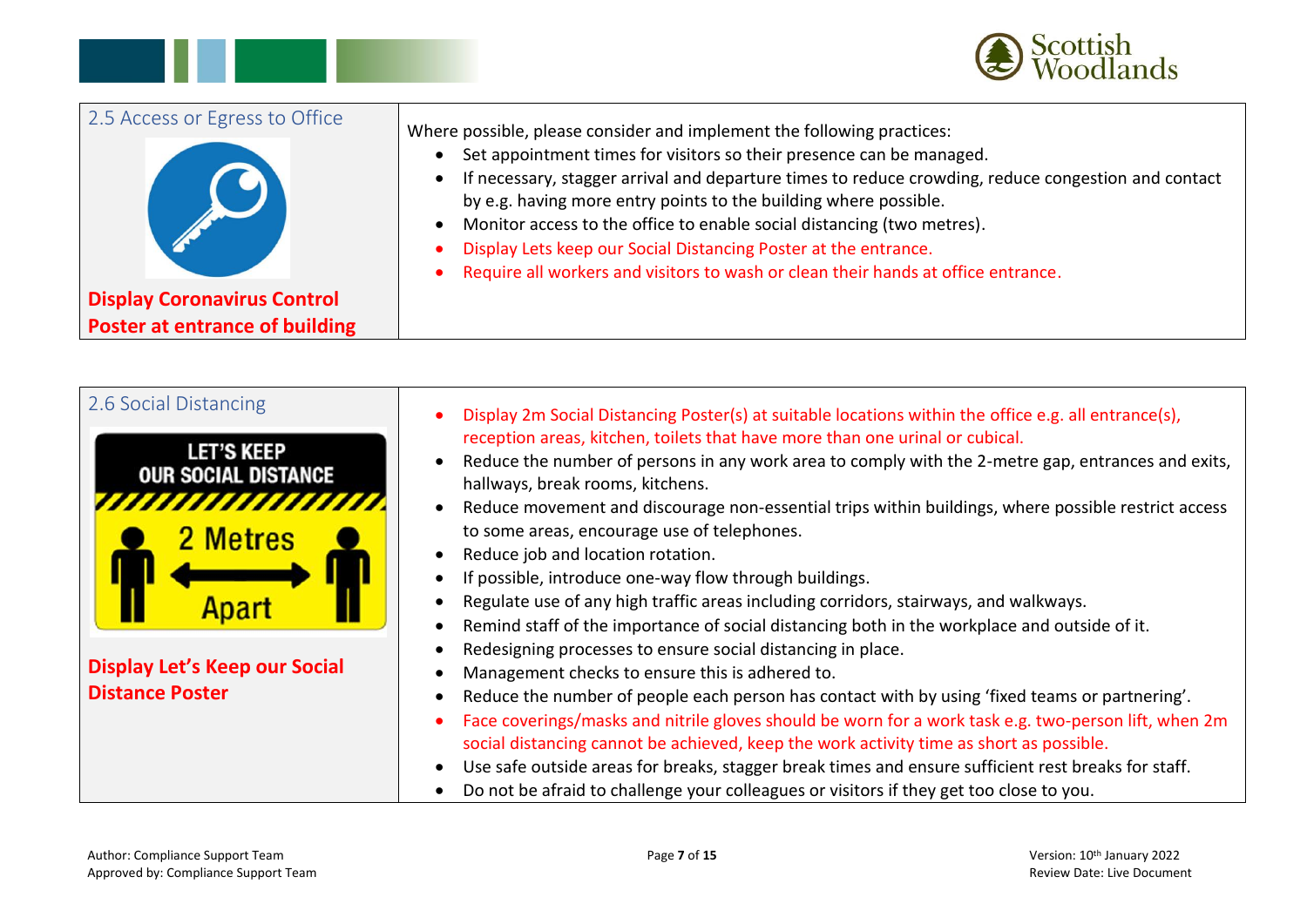| 2.5 Access or Egress to Office | |
|---|---|
| **Display Coronavirus Control Poster at entrance of building** | Where possible, please consider and implement the following practices:<br>• Set appointment times for visitors so their presence can be managed.<br>• If necessary, stagger arrival and departure times to reduce crowding, reduce congestion and contact by e.g. having more entry points to the building where possible.<br>• Monitor access to the office to enable social distancing (two metres).<br>• Display Lets keep our Social Distancing Poster at the entrance.<br>• Require all workers and visitors to wash or clean their hands at office entrance. |

| 2.6 Social Distancing | |
|---|---|
| LET'S KEEP OUR SOCIAL DISTANCE<br>2 Metres Apart<br><br>**Display Let's Keep our Social Distance Poster** | • Display 2m Social Distancing Poster(s) at suitable locations within the office e.g. all entrance(s), reception areas, kitchen, toilets that have more than one urinal or cubical.<br>• Reduce the number of persons in any work area to comply with the 2-metre gap, entrances and exits, hallways, break rooms, kitchens.<br>• Reduce movement and discourage non-essential trips within buildings, where possible restrict access to some areas, encourage use of telephones.<br>• Reduce job and location rotation.<br>• If possible, introduce one-way flow through buildings.<br>• Regulate use of any high traffic areas including corridors, stairways, and walkways.<br>• Remind staff of the importance of social distancing both in the workplace and outside of it.<br>• Redesigning processes to ensure social distancing in place.<br>• Management checks to ensure this is adhered to.<br>• Reduce the number of people each person has contact with by using 'fixed teams or partnering'.<br>• Face coverings/masks and nitrile gloves should be worn for a work task e.g. two-person lift, when 2m social distancing cannot be achieved, keep the work activity time as short as possible.<br>• Use safe outside areas for breaks, stagger break times and ensure sufficient rest breaks for staff.<br>• Do not be afraid to challenge your colleagues or visitors if they get too close to you. |

Author: Compliance Support Team
Approved by: Compliance Support Team

Version: 10th January 2022
Review Date: Live Document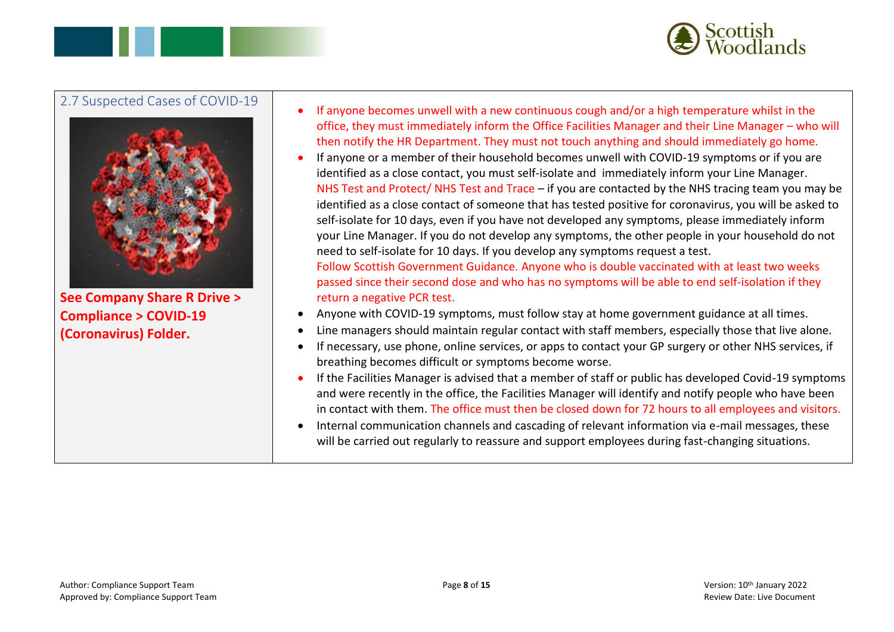## 2.7 Suspected Cases of COVID-19

**See Company Share R Drive > Compliance > COVID-19 (Coronavirus) Folder.**

- If anyone becomes unwell with a new continuous cough and/or a high temperature whilst in the office, they must immediately inform the Office Facilities Manager and their Line Manager – who will then notify the HR Department. They must not touch anything and should immediately go home.
- If anyone or a member of their household becomes unwell with COVID-19 symptoms or if you are identified as a close contact, you must self-isolate and immediately inform your Line Manager. NHS Test and Protect/ NHS Test and Trace – if you are contacted by the NHS tracing team you may be identified as a close contact of someone that has tested positive for coronavirus, you will be asked to self-isolate for 10 days, even if you have not developed any symptoms, please immediately inform your Line Manager. If you do not develop any symptoms, the other people in your household do not need to self-isolate for 10 days. If you develop any symptoms request a test.
  Follow Scottish Government Guidance. Anyone who is double vaccinated with at least two weeks passed since their second dose and who has no symptoms will be able to end self-isolation if they return a negative PCR test.
- Anyone with COVID-19 symptoms, must follow stay at home government guidance at all times.
- Line managers should maintain regular contact with staff members, especially those that live alone.
- If necessary, use phone, online services, or apps to contact your GP surgery or other NHS services, if breathing becomes difficult or symptoms become worse.
- If the Facilities Manager is advised that a member of staff or public has developed Covid-19 symptoms and were recently in the office, the Facilities Manager will identify and notify people who have been in contact with them. The office must then be closed down for 72 hours to all employees and visitors.
- Internal communication channels and cascading of relevant information via e-mail messages, these will be carried out regularly to reassure and support employees during fast-changing situations.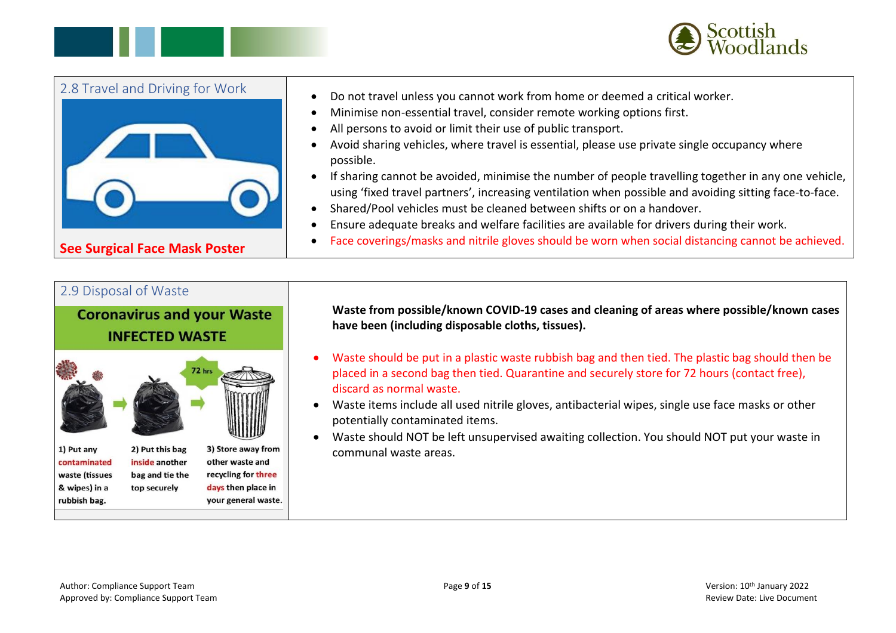## 2.8 Travel and Driving for Work

**See Surgical Face Mask Poster**

- Do not travel unless you cannot work from home or deemed a critical worker.
- Minimise non-essential travel, consider remote working options first.
- All persons to avoid or limit their use of public transport.
- Avoid sharing vehicles, where travel is essential, please use private single occupancy where possible.
- If sharing cannot be avoided, minimise the number of people travelling together in any one vehicle, using 'fixed travel partners', increasing ventilation when possible and avoiding sitting face-to-face.
- Shared/Pool vehicles must be cleaned between shifts or on a handover.
- Ensure adequate breaks and welfare facilities are available for drivers during their work.
- Face coverings/masks and nitrile gloves should be worn when social distancing cannot be achieved.

## 2.9 Disposal of Waste

**Coronavirus and your Waste**
**INFECTED WASTE**

72 hrs

1) Put any contaminated waste (tissues & wipes) in a rubbish bag.
2) Put this bag inside another bag and tie the top securely
3) Store away from other waste and recycling for three days then place in your general waste.

**Waste from possible/known COVID-19 cases and cleaning of areas where possible/known cases have been (including disposable cloths, tissues).**

- Waste should be put in a plastic waste rubbish bag and then tied. The plastic bag should then be placed in a second bag then tied. Quarantine and securely store for 72 hours (contact free), discard as normal waste.
- Waste items include all used nitrile gloves, antibacterial wipes, single use face masks or other potentially contaminated items.
- Waste should NOT be left unsupervised awaiting collection. You should NOT put your waste in communal waste areas.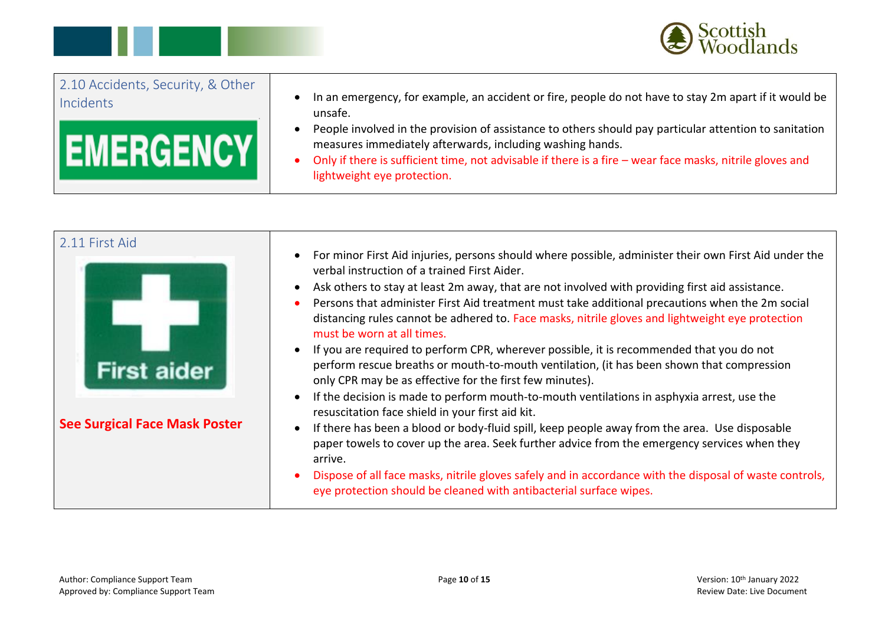| 2.10 Accidents, Security, & Other Incidents | |
|---|---|
| EMERGENCY | • In an emergency, for example, an accident or fire, people do not have to stay 2m apart if it would be unsafe.<br>• People involved in the provision of assistance to others should pay particular attention to sanitation measures immediately afterwards, including washing hands.<br>• Only if there is sufficient time, not advisable if there is a fire – wear face masks, nitrile gloves and lightweight eye protection. |

| 2.11 First Aid | |
|---|---|
| First aider<br><br>**See Surgical Face Mask Poster** | • For minor First Aid injuries, persons should where possible, administer their own First Aid under the verbal instruction of a trained First Aider.<br>• Ask others to stay at least 2m away, that are not involved with providing first aid assistance.<br>• Persons that administer First Aid treatment must take additional precautions when the 2m social distancing rules cannot be adhered to. Face masks, nitrile gloves and lightweight eye protection must be worn at all times.<br>• If you are required to perform CPR, wherever possible, it is recommended that you do not perform rescue breaths or mouth-to-mouth ventilation, (it has been shown that compression only CPR may be as effective for the first few minutes).<br>• If the decision is made to perform mouth-to-mouth ventilations in asphyxia arrest, use the resuscitation face shield in your first aid kit.<br>• If there has been a blood or body-fluid spill, keep people away from the area. Use disposable paper towels to cover up the area. Seek further advice from the emergency services when they arrive.<br>• Dispose of all face masks, nitrile gloves safely and in accordance with the disposal of waste controls, eye protection should be cleaned with antibacterial surface wipes. |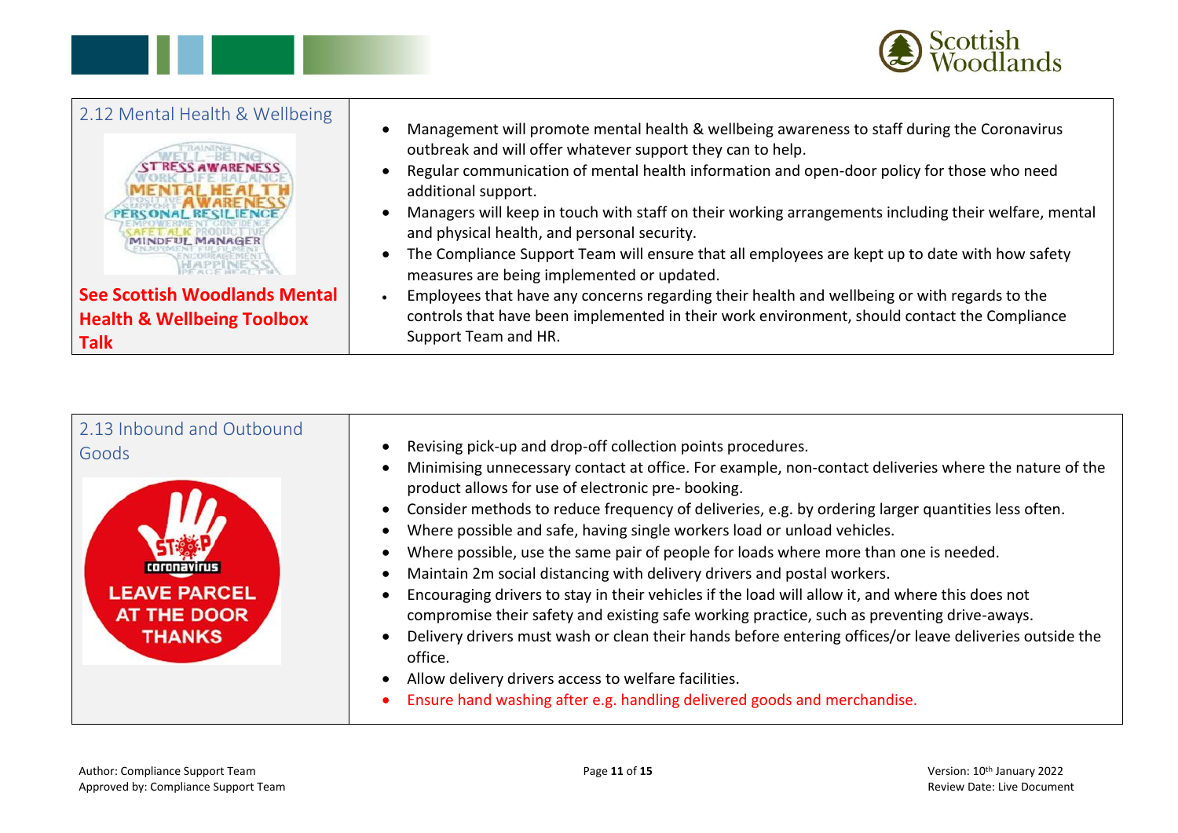## 2.12 Mental Health & Wellbeing

**See Scottish Woodlands Mental Health & Wellbeing Toolbox Talk**

- Management will promote mental health & wellbeing awareness to staff during the Coronavirus outbreak and will offer whatever support they can to help.
- Regular communication of mental health information and open-door policy for those who need additional support.
- Managers will keep in touch with staff on their working arrangements including their welfare, mental and physical health, and personal security.
- The Compliance Support Team will ensure that all employees are kept up to date with how safety measures are being implemented or updated.
- Employees that have any concerns regarding their health and wellbeing or with regards to the controls that have been implemented in their work environment, should contact the Compliance Support Team and HR.

## 2.13 Inbound and Outbound Goods

- Revising pick-up and drop-off collection points procedures.
- Minimising unnecessary contact at office. For example, non-contact deliveries where the nature of the product allows for use of electronic pre- booking.
- Consider methods to reduce frequency of deliveries, e.g. by ordering larger quantities less often.
- Where possible and safe, having single workers load or unload vehicles.
- Where possible, use the same pair of people for loads where more than one is needed.
- Maintain 2m social distancing with delivery drivers and postal workers.
- Encouraging drivers to stay in their vehicles if the load will allow it, and where this does not compromise their safety and existing safe working practice, such as preventing drive-aways.
- Delivery drivers must wash or clean their hands before entering offices/or leave deliveries outside the office.
- Allow delivery drivers access to welfare facilities.
- Ensure hand washing after e.g. handling delivered goods and merchandise.

Author: Compliance Support Team
Approved by: Compliance Support Team

Version: 10th January 2022
Review Date: Live Document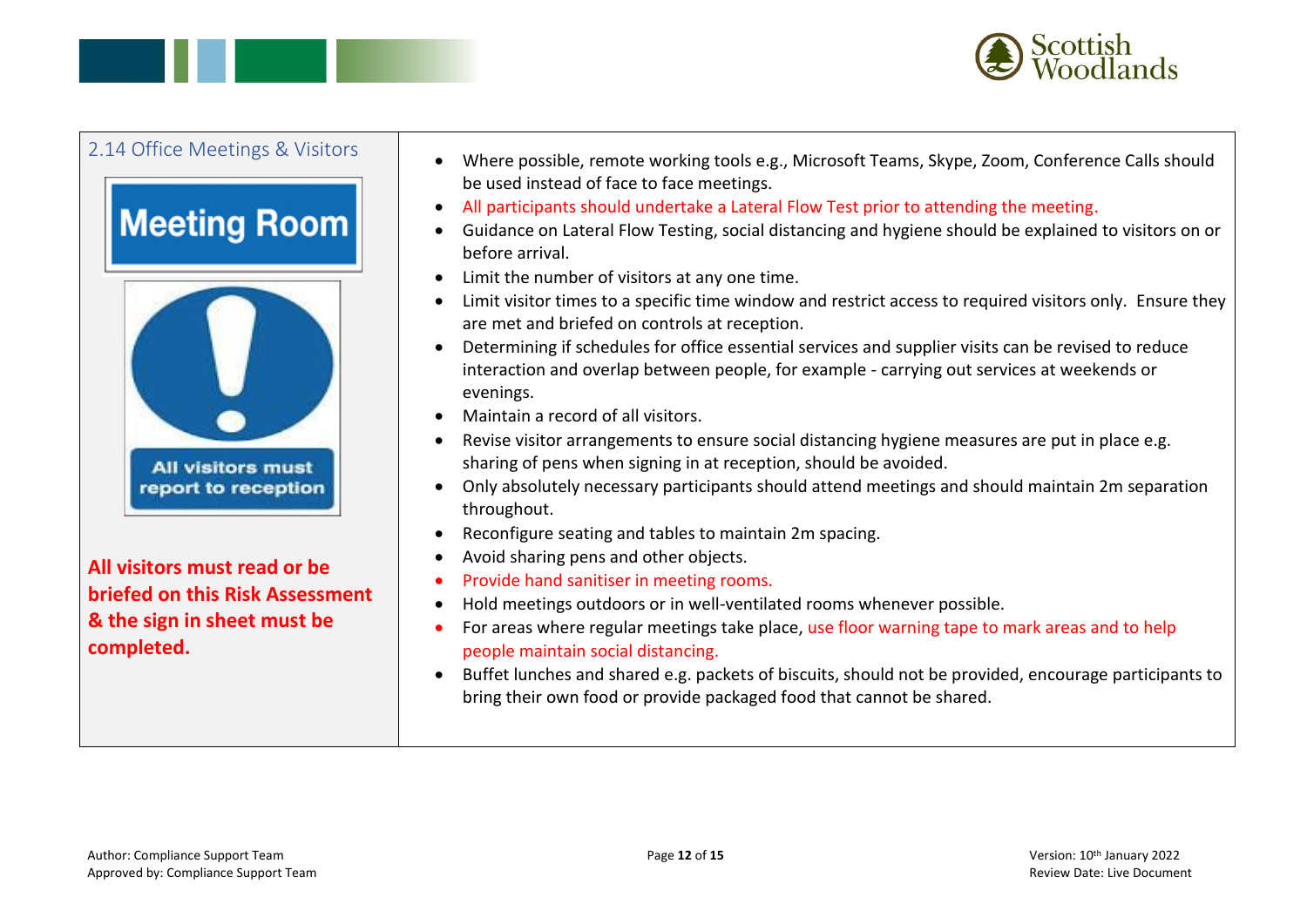## 2.14 Office Meetings & Visitors

Meeting Room

All visitors must report to reception

**All visitors must read or be briefed on this Risk Assessment & the sign in sheet must be completed.**

- Where possible, remote working tools e.g., Microsoft Teams, Skype, Zoom, Conference Calls should be used instead of face to face meetings.
- All participants should undertake a Lateral Flow Test prior to attending the meeting.
- Guidance on Lateral Flow Testing, social distancing and hygiene should be explained to visitors on or before arrival.
- Limit the number of visitors at any one time.
- Limit visitor times to a specific time window and restrict access to required visitors only. Ensure they are met and briefed on controls at reception.
- Determining if schedules for office essential services and supplier visits can be revised to reduce interaction and overlap between people, for example - carrying out services at weekends or evenings.
- Maintain a record of all visitors.
- Revise visitor arrangements to ensure social distancing hygiene measures are put in place e.g. sharing of pens when signing in at reception, should be avoided.
- Only absolutely necessary participants should attend meetings and should maintain 2m separation throughout.
- Reconfigure seating and tables to maintain 2m spacing.
- Avoid sharing pens and other objects.
- Provide hand sanitiser in meeting rooms.
- Hold meetings outdoors or in well-ventilated rooms whenever possible.
- For areas where regular meetings take place, use floor warning tape to mark areas and to help people maintain social distancing.
- Buffet lunches and shared e.g. packets of biscuits, should not be provided, encourage participants to bring their own food or provide packaged food that cannot be shared.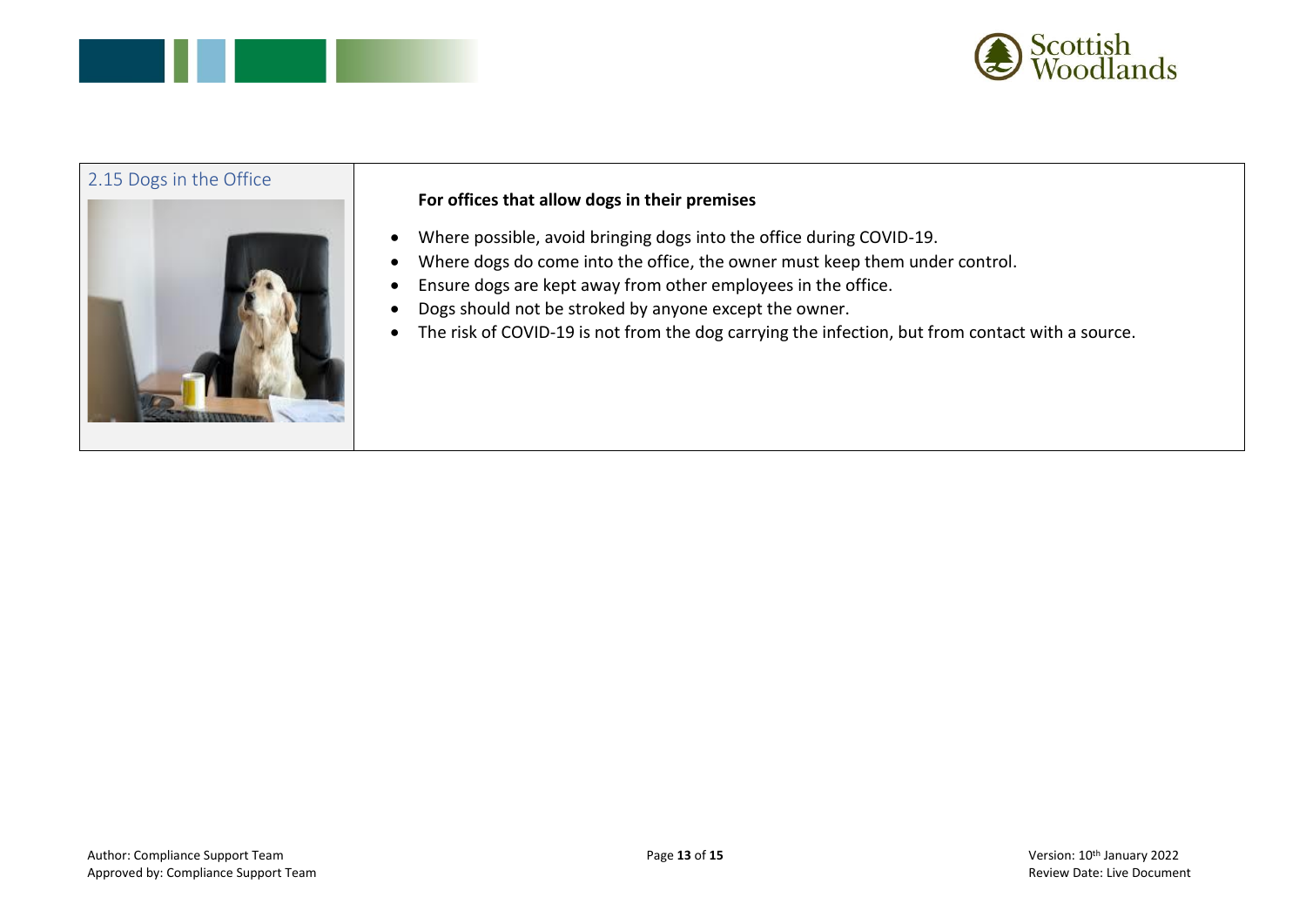## 2.15 Dogs in the Office

**For offices that allow dogs in their premises**

- Where possible, avoid bringing dogs into the office during COVID-19.
- Where dogs do come into the office, the owner must keep them under control.
- Ensure dogs are kept away from other employees in the office.
- Dogs should not be stroked by anyone except the owner.
- The risk of COVID-19 is not from the dog carrying the infection, but from contact with a source.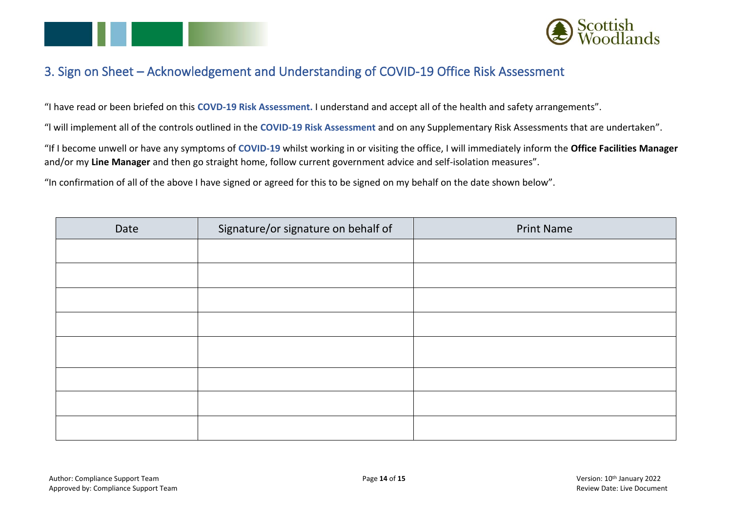## 3. Sign on Sheet – Acknowledgement and Understanding of COVID-19 Office Risk Assessment

"I have read or been briefed on this **COVD-19 Risk Assessment.** I understand and accept all of the health and safety arrangements".

"l will implement all of the controls outlined in the **COVID-19 Risk Assessment** and on any Supplementary Risk Assessments that are undertaken".

"If I become unwell or have any symptoms of **COVID-19** whilst working in or visiting the office, I will immediately inform the **Office Facilities Manager** and/or my **Line Manager** and then go straight home, follow current government advice and self-isolation measures".

"In confirmation of all of the above I have signed or agreed for this to be signed on my behalf on the date shown below".

| Date | Signature/or signature on behalf of | Print Name |
|---|---|---|
| | | |
| | | |
| | | |
| | | |
| | | |
| | | |
| | | |
| | | |

Author: Compliance Support Team
Approved by: Compliance Support Team

Version: 10th January 2022
Review Date: Live Document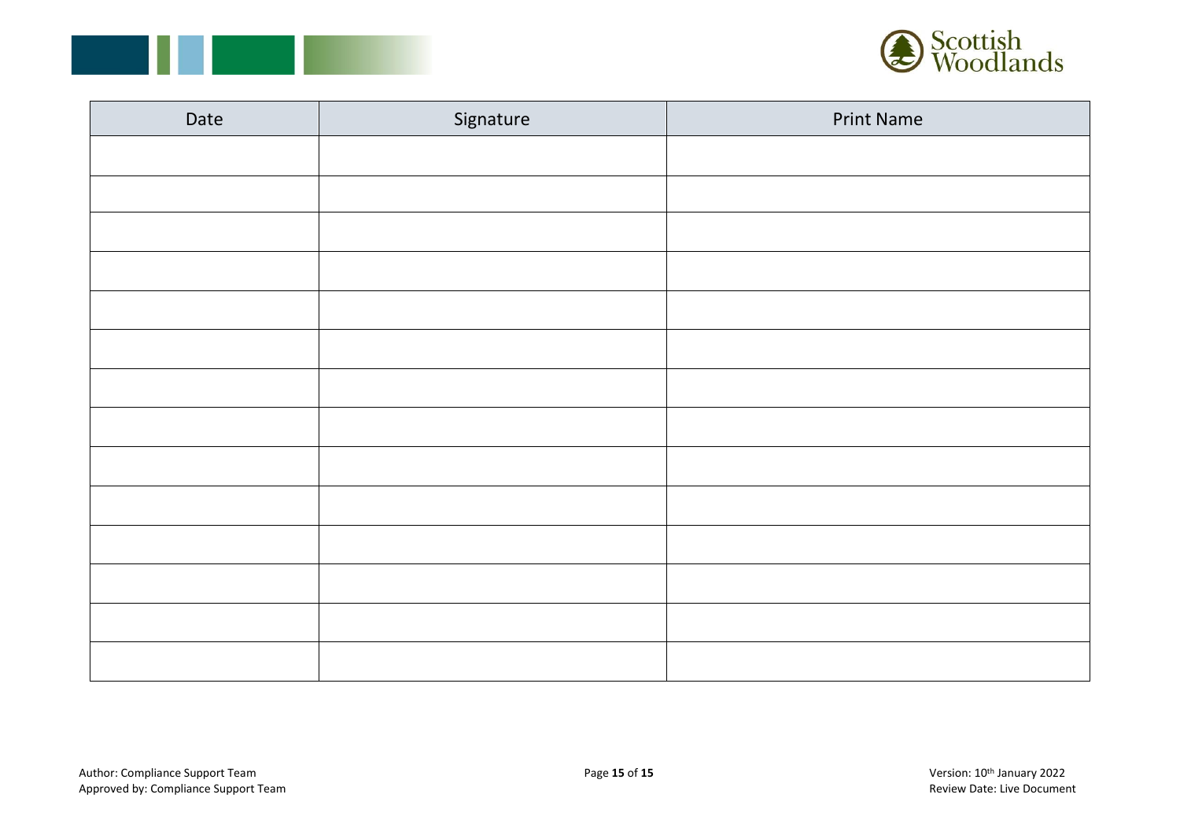| Date | Signature | Print Name |
| --- | --- | --- |
| | | |
| | | |
| | | |
| | | |
| | | |
| | | |
| | | |
| | | |
| | | |
| | | |
| | | |
| | | |
| | | |
| | | |